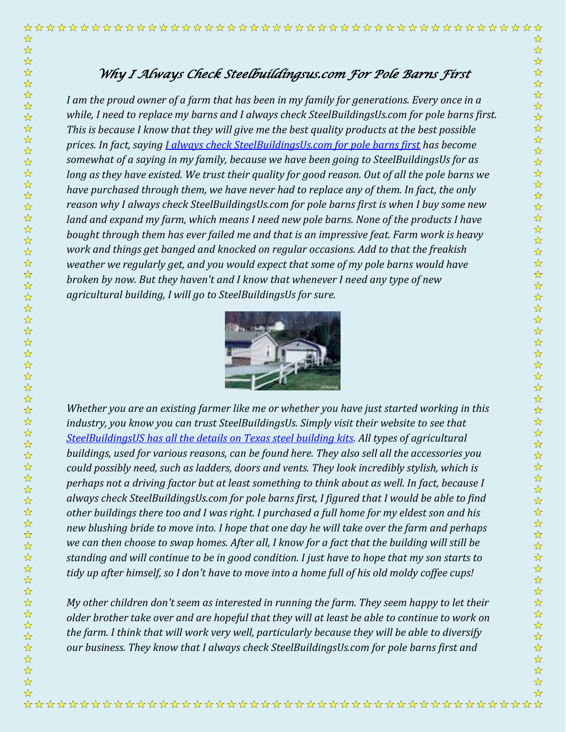# *Why I Always Check Steelbuildingsus.com For Pole Barns First*

*I am the proud owner of a farm that has been in my family for generations. Every once in a while, I need to replace my barns and I always check SteelBuildingsUs.com for pole barns first. This is because I know that they will give me the best quality products at the best possible prices. In fact, saying [I always check SteelBuildingsUs.com for pole barns first] has become somewhat of a saying in my family, because we have been going to SteelBuildingsUs for as long as they have existed. We trust their quality for good reason. Out of all the pole barns we have purchased through them, we have never had to replace any of them. In fact, the only reason why I always check SteelBuildingsUs.com for pole barns first is when I buy some new land and expand my farm, which means I need new pole barns. None of the products I have bought through them has ever failed me and that is an impressive feat. Farm work is heavy work and things get banged and knocked on regular occasions. Add to that the freakish weather we regularly get, and you would expect that some of my pole barns would have broken by now. But they haven't and I know that whenever I need any type of new agricultural building, I will go to SteelBuildingsUs for sure.*

*Whether you are an existing farmer like me or whether you have just started working in this industry, you know you can trust SteelBuildingsUs. Simply visit their website to see that [SteelBuildingsUS has all the details on Texas steel building kits]. All types of agricultural buildings, used for various reasons, can be found here. They also sell all the accessories you could possibly need, such as ladders, doors and vents. They look incredibly stylish, which is perhaps not a driving factor but at least something to think about as well. In fact, because I always check SteelBuildingsUs.com for pole barns first, I figured that I would be able to find other buildings there too and I was right. I purchased a full home for my eldest son and his new blushing bride to move into. I hope that one day he will take over the farm and perhaps we can then choose to swap homes. After all, I know for a fact that the building will still be standing and will continue to be in good condition. I just have to hope that my son starts to tidy up after himself, so I don't have to move into a home full of his old moldy coffee cups!*

*My other children don't seem as interested in running the farm. They seem happy to let their older brother take over and are hopeful that they will at least be able to continue to work on the farm. I think that will work very well, particularly because they will be able to diversify our business. They know that I always check SteelBuildingsUs.com for pole barns first and*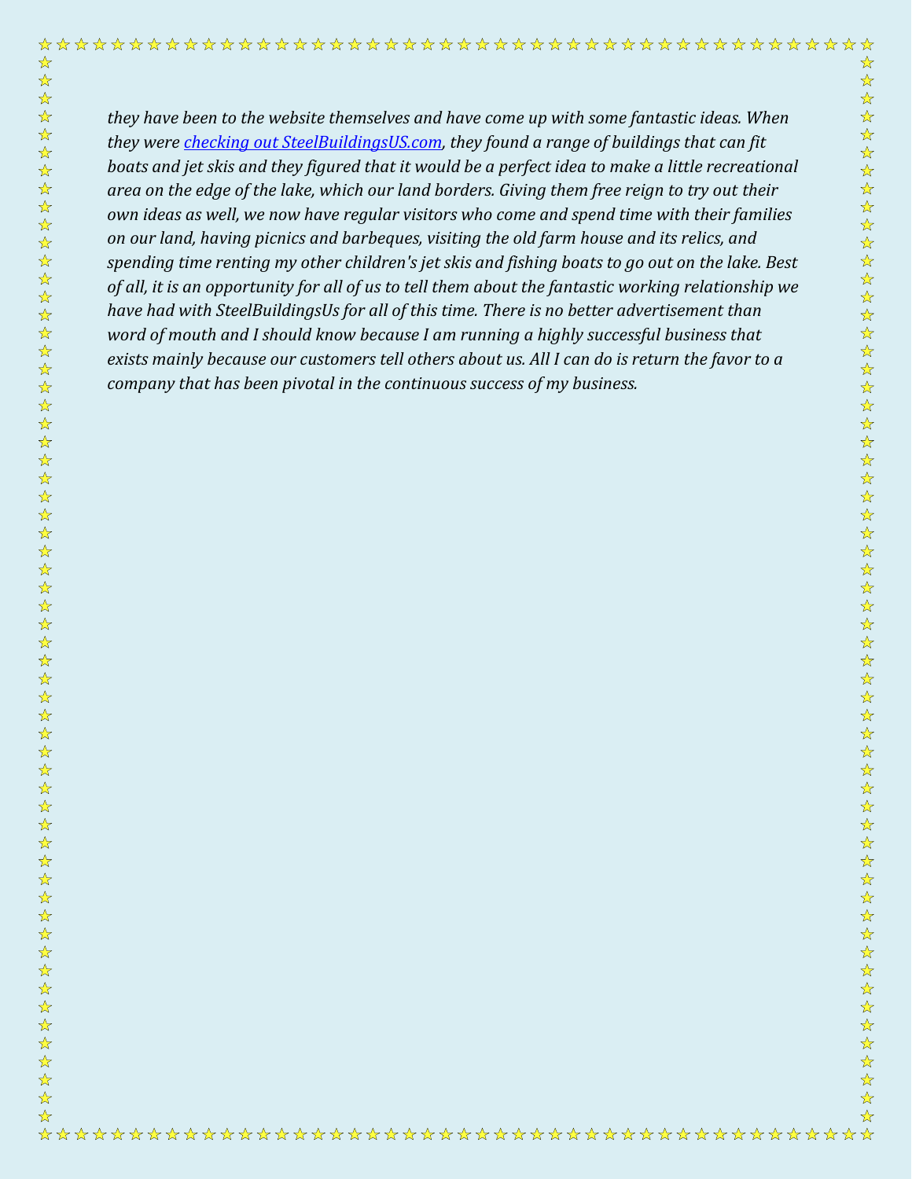*they have been to the website themselves and have come up with some fantastic ideas. When they were [checking out SteelBuildingsUS.com](), they found a range of buildings that can fit boats and jet skis and they figured that it would be a perfect idea to make a little recreational area on the edge of the lake, which our land borders. Giving them free reign to try out their own ideas as well, we now have regular visitors who come and spend time with their families on our land, having picnics and barbeques, visiting the old farm house and its relics, and spending time renting my other children's jet skis and fishing boats to go out on the lake. Best of all, it is an opportunity for all of us to tell them about the fantastic working relationship we have had with SteelBuildingsUs for all of this time. There is no better advertisement than word of mouth and I should know because I am running a highly successful business that exists mainly because our customers tell others about us. All I can do is return the favor to a company that has been pivotal in the continuous success of my business.*